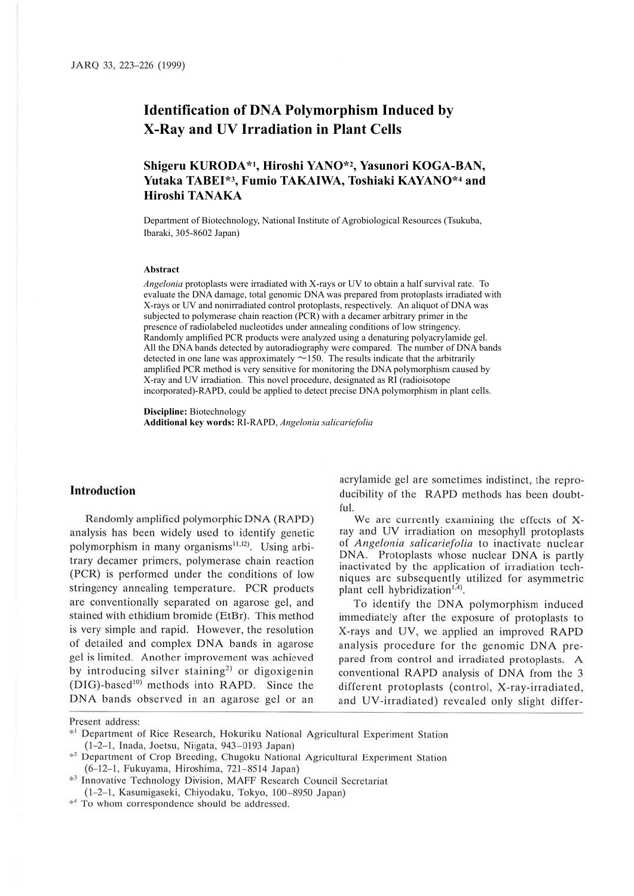# Identification of DNA Polymorphism Induced by X-Ray and UV Irradiation in Plant Cells

**Shigeru KURODA*[1], Hiroshi YANO*[2], Yasunori KOGA-BAN, Yutaka TABEI*[3], Fumio TAKAIWA, Toshiaki KAYANO*[4] and Hiroshi TANAKA**

Department of Biotechnology, National Institute of Agrobiological Resources (Tsukuba, Ibaraki, 305-8602 Japan)

### Abstract

*Angelonia* protoplasts were irradiated with X-rays or UV to obtain a half survival rate. To evaluate the DNA damage, total genomic DNA was prepared from protoplasts irradiated with X-rays or UV and nonirradiated control protoplasts, respectively. An aliquot of DNA was subjected to polymerase chain reaction (PCR) with a decamer arbitrary primer in the presence of radiolabeled nucleotides under annealing conditions of low stringency. Randomly amplified PCR products were analyzed using a denaturing polyacrylamide gel. All the DNA bands detected by autoradiography were compared. The number of DNA bands detected in one lane was approximately ~150. The results indicate that the arbitrarily amplified PCR method is very sensitive for monitoring the DNA polymorphism caused by X-ray and UV irradiation. This novel procedure, designated as RI (radioisotope incorporated)-RAPD, could be applied to detect precise DNA polymorphism in plant cells.

**Discipline:** Biotechnology
**Additional key words:** RI-RAPD, *Angelonia salicariefolia*

## Introduction

Randomly amplified polymorphic DNA (RAPD) analysis has been widely used to identify genetic polymorphism in many organisms[11,12]. Using arbitrary decamer primers, polymerase chain reaction (PCR) is performed under the conditions of low stringency annealing temperature. PCR products are conventionally separated on agarose gel, and stained with ethidium bromide (EtBr). This method is very simple and rapid. However, the resolution of detailed and complex DNA bands in agarose gel is limited. Another improvement was achieved by introducing silver staining[2] or digoxigenin (DIG)-based[10] methods into RAPD. Since the DNA bands observed in an agarose gel or an acrylamide gel are sometimes indistinct, the reproducibility of the RAPD methods has been doubtful.

We are currently examining the effects of X-ray and UV irradiation on mesophyll protoplasts of *Angelonia salicariefolia* to inactivate nuclear DNA. Protoplasts whose nuclear DNA is partly inactivated by the application of irradiation techniques are subsequently utilized for asymmetric plant cell hybridization[1,4].

To identify the DNA polymorphism induced immediately after the exposure of protoplasts to X-rays and UV, we applied an improved RAPD analysis procedure for the genomic DNA prepared from control and irradiated protoplasts. A conventional RAPD analysis of DNA from the 3 different protoplasts (control, X-ray-irradiated, and UV-irradiated) revealed only slight differ-

---

Present address:

*[1] Department of Rice Research, Hokuriku National Agricultural Experiment Station (1-2-1, Inada, Joetsu, Niigata, 943-0193 Japan)

*[2] Department of Crop Breeding, Chugoku National Agricultural Experiment Station (6-12-1, Fukuyama, Hiroshima, 721-8514 Japan)

*[3] Innovative Technology Division, MAFF Research Council Secretariat (1-2-1, Kasumigaseki, Chiyodaku, Tokyo, 100-8950 Japan)

*[4] To whom correspondence should be addressed.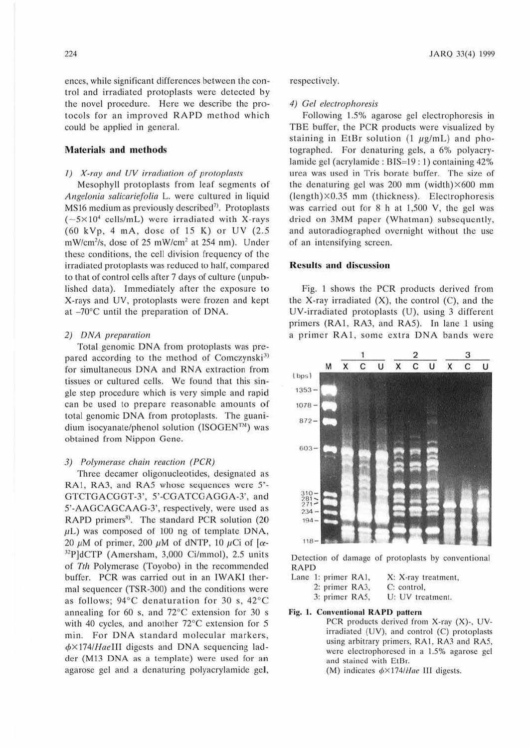ences, while significant differences between the control and irradiated protoplasts were detected by the novel procedure. Here we describe the protocols for an improved RAPD method which could be applied in general.

## Materials and methods

### 1) X-ray and UV irradiation of protoplasts

Mesophyll protoplasts from leaf segments of *Angelonia salicariefolia* L. were cultured in liquid MS16 medium as previously described[7]. Protoplasts ($\sim 5 \times 10^4$ cells/mL) were irradiated with X-rays (60 kVp, 4 mA, dose of 15 K) or UV (2.5 $mW/cm^2/s$, dose of 25 $mW/cm^2$ at 254 nm). Under these conditions, the cell division frequency of the irradiated protoplasts was reduced to half, compared to that of control cells after 7 days of culture (unpublished data). Immediately after the exposure to X-rays and UV, protoplasts were frozen and kept at –70°C until the preparation of DNA.

### 2) DNA preparation

Total genomic DNA from protoplasts was prepared according to the method of Comczynski[3] for simultaneous DNA and RNA extraction from tissues or cultured cells. We found that this single step procedure which is very simple and rapid can be used to prepare reasonable amounts of total genomic DNA from protoplasts. The guanidium isocyanate/phenol solution (ISOGEN™) was obtained from Nippon Gene.

### 3) Polymerase chain reaction (PCR)

Three decamer oligonucleotides, designated as RA1, RA3, and RA5 whose sequences were 5'-GTCTGACGGT-3', 5'-CGATCGAGGA-3', and 5'-AAGCAGCAAG-3', respectively, were used as RAPD primers[8]. The standard PCR solution (20 $\mu$L) was composed of 100 ng of template DNA, 20 $\mu$M of primer, 200 $\mu$M of dNTP, 10 $\mu$Ci of [$\alpha$-$^{32}$P]dCTP (Amersham, 3,000 Ci/mmol), 2.5 units of *Tth* Polymerase (Toyobo) in the recommended buffer. PCR was carried out in an IWAKI thermal sequencer (TSR-300) and the conditions were as follows; 94°C denaturation for 30 s, 42°C annealing for 60 s, and 72°C extension for 30 s with 40 cycles, and another 72°C extension for 5 min. For DNA standard molecular markers, $\phi$X174/*Hae*III digests and DNA sequencing ladder (M13 DNA as a template) were used for an agarose gel and a denaturing polyacrylamide gel, respectively.

### 4) Gel electrophoresis

Following 1.5% agarose gel electrophoresis in TBE buffer, the PCR products were visualized by staining in EtBr solution (1 $\mu$g/mL) and photographed. For denaturing gels, a 6% polyacrylamide gel (acrylamide : BIS=19 : 1) containing 42% urea was used in Tris borate buffer. The size of the denaturing gel was 200 mm (width)×600 mm (length)×0.35 mm (thickness). Electrophoresis was carried out for 8 h at 1,500 V, the gel was dried on 3MM paper (Whatman) subsequently, and autoradiographed overnight without the use of an intensifying screen.

## Results and discussion

Fig. 1 shows the PCR products derived from the X-ray irradiated (X), the control (C), and the UV-irradiated protoplasts (U), using 3 different primers (RA1, RA3, and RA5). In lane 1 using a primer RA1, some extra DNA bands were

Detection of damage of protoplasts by conventional RAPD

Lane 1: primer RA1, X: X-ray treatment,
2: primer RA3, C: control,
3: primer RA5, U: UV treatment.

**Fig. 1. Conventional RAPD pattern**

PCR products derived from X-ray (X)-, UV-irradiated (UV), and control (C) protoplasts using arbitrary primers, RA1, RA3 and RA5, were electrophoresed in a 1.5% agarose gel and stained with EtBr.
(M) indicates $\phi$X174/*Hae* III digests.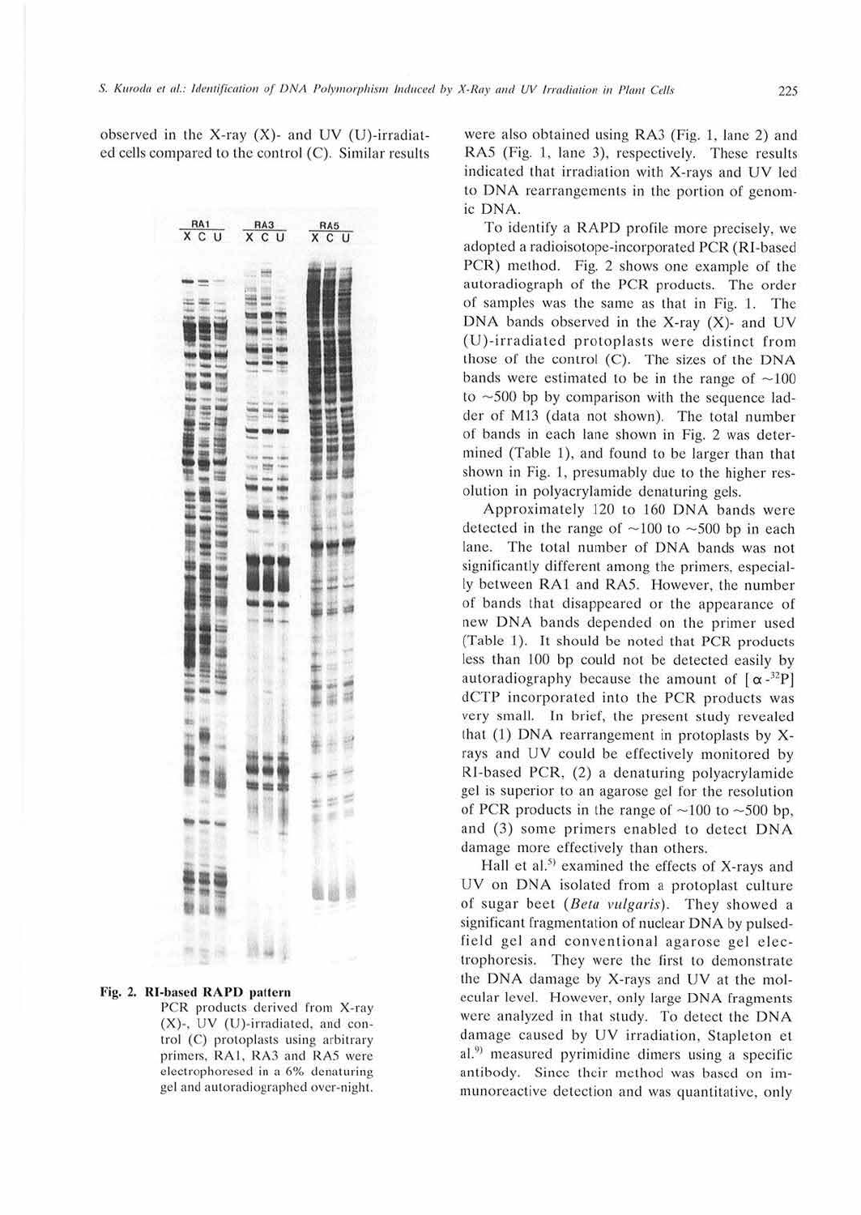observed in the X-ray (X)- and UV (U)-irradiated cells compared to the control (C). Similar results were also obtained using RA3 (Fig. 1, lane 2) and RA5 (Fig. 1, lane 3), respectively. These results indicated that irradiation with X-rays and UV led to DNA rearrangements in the portion of genomic DNA.

To identify a RAPD profile more precisely, we adopted a radioisotope-incorporated PCR (RI-based PCR) method. Fig. 2 shows one example of the autoradiograph of the PCR products. The order of samples was the same as that in Fig. 1. The DNA bands observed in the X-ray (X)- and UV (U)-irradiated protoplasts were distinct from those of the control (C). The sizes of the DNA bands were estimated to be in the range of ~100 to ~500 bp by comparison with the sequence ladder of M13 (data not shown). The total number of bands in each lane shown in Fig. 2 was determined (Table 1), and found to be larger than that shown in Fig. 1, presumably due to the higher resolution in polyacrylamide denaturing gels.

Approximately 120 to 160 DNA bands were detected in the range of ~100 to ~500 bp in each lane. The total number of DNA bands was not significantly different among the primers, especially between RA1 and RA5. However, the number of bands that disappeared or the appearance of new DNA bands depended on the primer used (Table 1). It should be noted that PCR products less than 100 bp could not be detected easily by autoradiography because the amount of [$\alpha$-$^{32}$P] dCTP incorporated into the PCR products was very small. In brief, the present study revealed that (1) DNA rearrangement in protoplasts by X-rays and UV could be effectively monitored by RI-based PCR, (2) a denaturing polyacrylamide gel is superior to an agarose gel for the resolution of PCR products in the range of ~100 to ~500 bp, and (3) some primers enabled to detect DNA damage more effectively than others.

Hall et al.[5] examined the effects of X-rays and UV on DNA isolated from a protoplast culture of sugar beet (*Beta vulgaris*). They showed a significant fragmentation of nuclear DNA by pulsed-field gel and conventional agarose gel electrophoresis. They were the first to demonstrate the DNA damage by X-rays and UV at the molecular level. However, only large DNA fragments were analyzed in that study. To detect the DNA damage caused by UV irradiation, Stapleton et al.[9] measured pyrimidine dimers using a specific antibody. Since their method was based on immunoreactive detection and was quantitative, only

**Fig. 2. RI-based RAPD pattern**
PCR products derived from X-ray (X)-, UV (U)-irradiated, and control (C) protoplasts using arbitrary primers, RA1, RA3 and RA5 were electrophoresed in a 6% denaturing gel and autoradiographed over-night.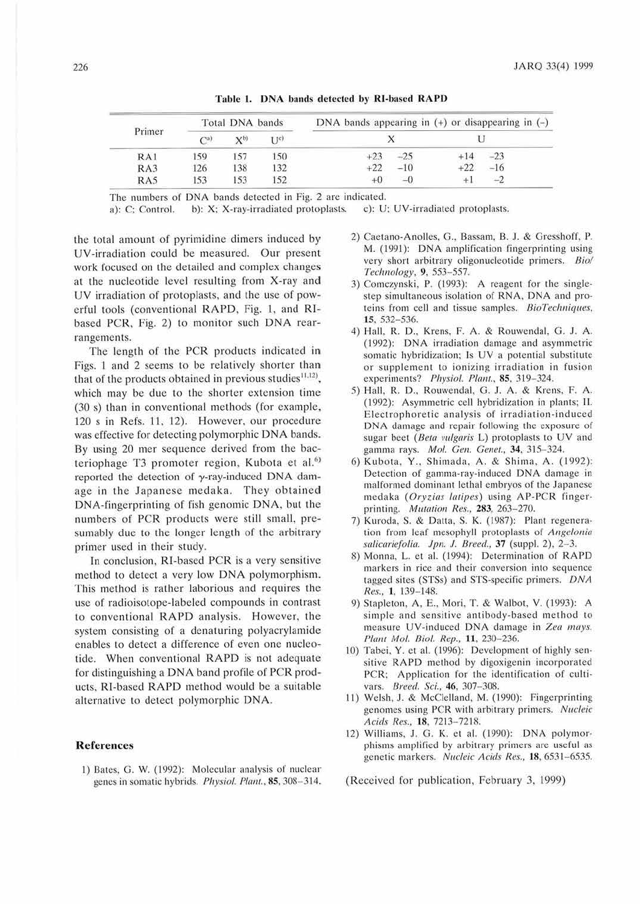**Table 1. DNA bands detected by RI-based RAPD**

| Primer | Total DNA bands | | | DNA bands appearing in (+) or disappearing in (−) | | | |
|---|---|---|---|---|---|---|---|
| | C[a] | X[b] | U[c] | X | | U | |
| RA1 | 159 | 157 | 150 | +23 | −25 | +14 | −23 |
| RA3 | 126 | 138 | 132 | +22 | −10 | +22 | −16 |
| RA5 | 153 | 153 | 152 | +0 | −0 | +1 | −2 |

The numbers of DNA bands detected in Fig. 2 are indicated.
a): C; Control. b): X; X-ray-irradiated protoplasts. c): U; UV-irradiated protoplasts.

the total amount of pyrimidine dimers induced by UV-irradiation could be measured. Our present work focused on the detailed and complex changes at the nucleotide level resulting from X-ray and UV irradiation of protoplasts, and the use of powerful tools (conventional RAPD, Fig. 1, and RI-based PCR, Fig. 2) to monitor such DNA rearrangements.

The length of the PCR products indicated in Figs. 1 and 2 seems to be relatively shorter than that of the products obtained in previous studies[11,12], which may be due to the shorter extension time (30 s) than in conventional methods (for example, 120 s in Refs. 11, 12). However, our procedure was effective for detecting polymorphic DNA bands. By using 20 mer sequence derived from the bacteriophage T3 promoter region, Kubota et al.[6] reported the detection of γ-ray-induced DNA damage in the Japanese medaka. They obtained DNA-fingerprinting of fish genomic DNA, but the numbers of PCR products were still small, presumably due to the longer length of the arbitrary primer used in their study.

In conclusion, RI-based PCR is a very sensitive method to detect a very low DNA polymorphism. This method is rather laborious and requires the use of radioisotope-labeled compounds in contrast to conventional RAPD analysis. However, the system consisting of a denaturing polyacrylamide enables to detect a difference of even one nucleotide. When conventional RAPD is not adequate for distinguishing a DNA band profile of PCR products, RI-based RAPD method would be a suitable alternative to detect polymorphic DNA.

## References

1) Bates, G. W. (1992): Molecular analysis of nuclear genes in somatic hybrids. *Physiol. Plant.*, **85**, 308–314.
2) Caetano-Anolles, G., Bassam, B. J. & Gresshoff, P. M. (1991): DNA amplification fingerprinting using very short arbitrary oligonucleotide primers. *Bio/Technology*, **9**, 553–557.
3) Comczynski, P. (1993): A reagent for the single-step simultaneous isolation of RNA, DNA and proteins from cell and tissue samples. *BioTechniques*, **15**, 532–536.
4) Hall, R. D., Krens, F. A. & Rouwendal, G. J. A. (1992): DNA irradiation damage and asymmetric somatic hybridization; Is UV a potential substitute or supplement to ionizing irradiation in fusion experiments? *Physiol. Plant.*, **85**, 319–324.
5) Hall, R. D., Rouwendal, G. J. A. & Krens, F. A. (1992): Asymmetric cell hybridization in plants; II. Electrophoretic analysis of irradiation-induced DNA damage and repair following the exposure of sugar beet (*Beta vulgaris* L) protoplasts to UV and gamma rays. *Mol. Gen. Genet.*, **34**, 315–324.
6) Kubota, Y., Shimada, A. & Shima, A. (1992): Detection of gamma-ray-induced DNA damage in malformed dominant lethal embryos of the Japanese medaka (*Oryzias latipes*) using AP-PCR fingerprinting. *Mutation Res.*, **283**, 263–270.
7) Kuroda, S. & Datta, S. K. (1987): Plant regeneration from leaf mesophyll protoplasts of *Angelonia salicariefolia*. *Jpn. J. Breed.*, **37** (suppl. 2), 2–3.
8) Monna, L. et al. (1994): Determination of RAPD markers in rice and their conversion into sequence tagged sites (STSs) and STS-specific primers. *DNA Res.*, **1**, 139–148.
9) Stapleton, A, E., Mori, T. & Walbot, V. (1993): A simple and sensitive antibody-based method to measure UV-induced DNA damage in *Zea mays*. *Plant Mol. Biol. Rep.*, **11**, 230–236.
10) Tabei, Y. et al. (1996): Development of highly sensitive RAPD method by digoxigenin incorporated PCR; Application for the identification of cultivars. *Breed. Sci.*, **46**, 307–308.
11) Welsh, J. & McClelland, M. (1990): Fingerprinting genomes using PCR with arbitrary primers. *Nucleic Acids Res.*, **18**, 7213–7218.
12) Williams, J. G. K. et al. (1990): DNA polymorphisms amplified by arbitrary primers are useful as genetic markers. *Nucleic Acids Res.*, **18**, 6531–6535.

(Received for publication, February 3, 1999)